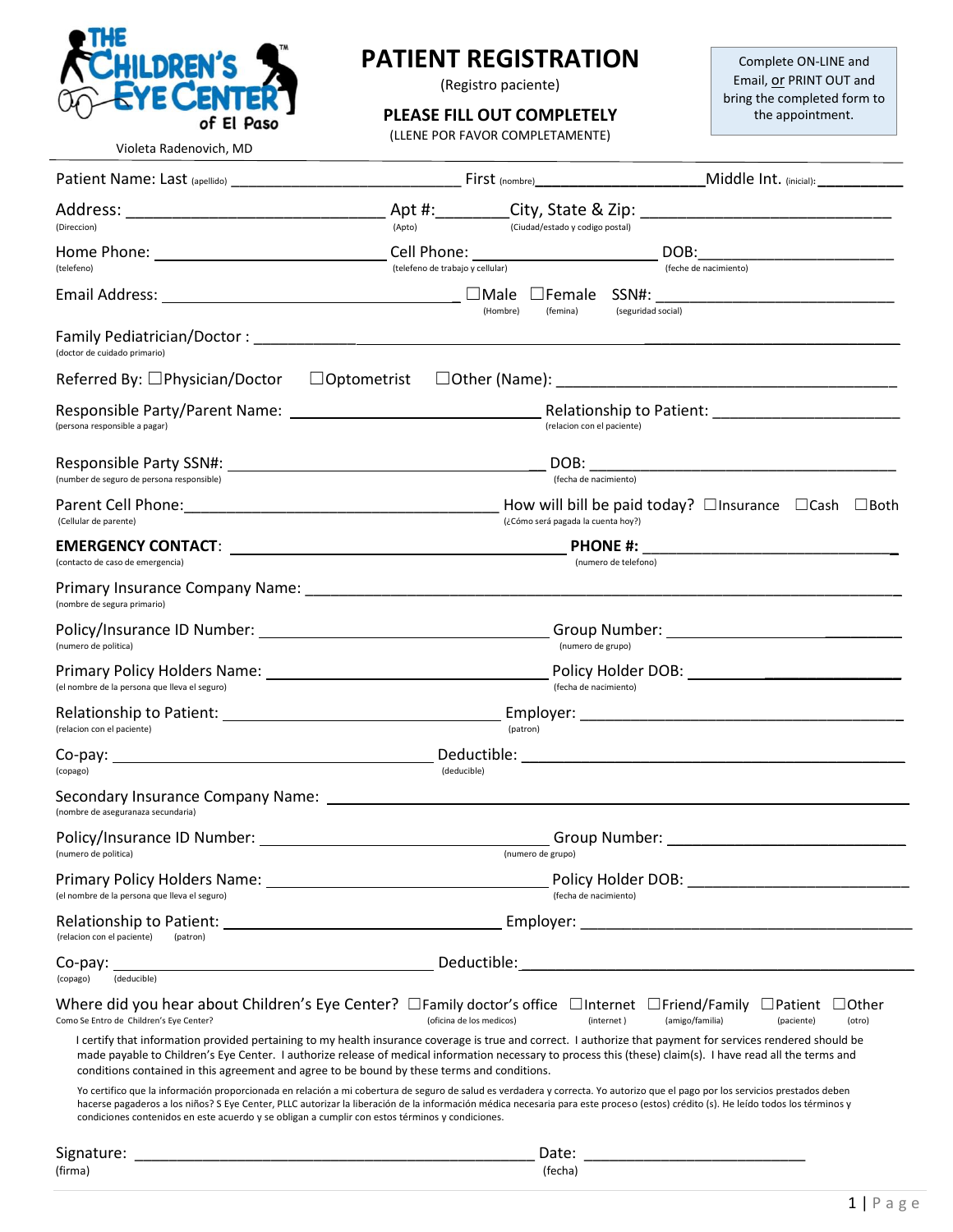THE CHILDREN'S EYE CENTER™ of El Paso

Violeta Radenovich, MD

# PATIENT REGISTRATION

(Registro paciente)

**PLEASE FILL OUT COMPLETELY**

(LLENE POR FAVOR COMPLETAMENTE)

Complete ON-LINE and Email, or PRINT OUT and bring the completed form to the appointment.

Patient Name: Last (apellido) ______________________ First (nombre)__________________Middle Int. (inicial): __________

Address: ____________________________ Apt #:________ City, State & Zip: ___________________________
(Direccion) (Apto) (Ciudad/estado y codigo postal)

Home Phone: _________________________ Cell Phone: ____________________ DOB:_____________________
(telefeno) (telefeno de trabajo y cellular) (feche de nacimiento)

Email Address: _________________________________ ☐Male ☐Female SSN#: __________________________
(Hombre) (femina) (seguridad social)

Family Pediatrician/Doctor : ________________________________________________________________
(doctor de cuidado primario)

Referred By: ☐Physician/Doctor ☐Optometrist ☐Other (Name): _____________________________________

Responsible Party/Parent Name: ___________________________ Relationship to Patient: ____________________
(persona responsible a pagar) (relacion con el paciente)

Responsible Party SSN#: __________________________________ DOB: _________________________________
(number de seguro de persona responsible) (fecha de nacimiento)

Parent Cell Phone:___________________________________ How will bill be paid today? ☐Insurance ☐Cash ☐Both
(Cellular de parente) (¿Cómo será pagada la cuenta hoy?)

**EMERGENCY CONTACT**: _____________________________________ **PHONE #:** ____________________________
(contacto de caso de emergencia) (numero de telefono)

Primary Insurance Company Name: _____________________________________________________________
(nombre de segura primario)

Policy/Insurance ID Number: _______________________________ Group Number: _______________________
(numero de politica) (numero de grupo)

Primary Policy Holders Name: ______________________________ Policy Holder DOB: ___________________
(el nombre de la persona que lleva el seguro) (fecha de nacimiento)

Relationship to Patient: ___________________________ Employer: ____________________________________
(relacion con el paciente) (patron)

Co-pay: _____________________________________ Deductible: ____________________________________
(copago) (deducible)

Secondary Insurance Company Name: __________________________________________________________
(nombre de aseguranaza secundaria)

Policy/Insurance ID Number: _______________________________ Group Number: _______________________
(numero de politica) (numero de grupo)

Primary Policy Holders Name: ______________________________ Policy Holder DOB: ___________________
(el nombre de la persona que lleva el seguro) (fecha de nacimiento)

Relationship to Patient: ___________________________ Employer: ____________________________________
(relacion con el paciente) (patron)

Co-pay: _____________________________________ Deductible:____________________________________
(copago) (deducible)

Where did you hear about Children's Eye Center? ☐Family doctor's office ☐Internet ☐Friend/Family ☐Patient ☐Other
Como Se Entro de Children's Eye Center? (oficina de los medicos) (internet) (amigo/familia) (paciente) (otro)

I certify that information provided pertaining to my health insurance coverage is true and correct. I authorize that payment for services rendered should be made payable to Children's Eye Center. I authorize release of medical information necessary to process this (these) claim(s). I have read all the terms and conditions contained in this agreement and agree to be bound by these terms and conditions.

Yo certifico que la información proporcionada en relación a mi cobertura de seguro de salud es verdadera y correcta. Yo autorizo que el pago por los servicios prestados deben hacerse pagaderos a los niños? S Eye Center, PLLC autorizar la liberación de la información médica necesaria para este proceso (estos) crédito (s). He leído todos los términos y condiciones contenidos en este acuerdo y se obligan a cumplir con estos términos y condiciones.

Signature: ____________________________________________ Date: _________________________
(firma) (fecha)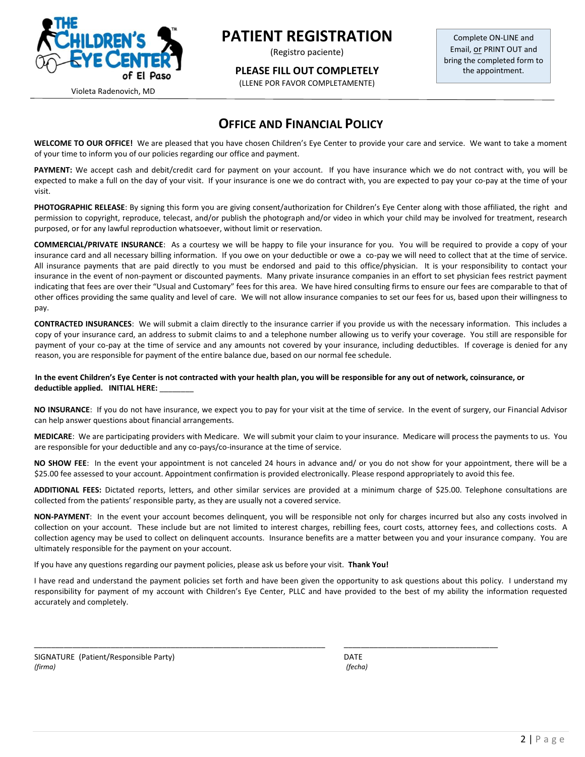THE CHILDREN'S EYE CENTER of El Paso™

Violeta Radenovich, MD

# PATIENT REGISTRATION

(Registro paciente)

**PLEASE FILL OUT COMPLETELY**

(LLENE POR FAVOR COMPLETAMENTE)

Complete ON-LINE and Email, or PRINT OUT and bring the completed form to the appointment.

## OFFICE AND FINANCIAL POLICY

**WELCOME TO OUR OFFICE!** We are pleased that you have chosen Children's Eye Center to provide your care and service. We want to take a moment of your time to inform you of our policies regarding our office and payment.

**PAYMENT:** We accept cash and debit/credit card for payment on your account. If you have insurance which we do not contract with, you will be expected to make a full on the day of your visit. If your insurance is one we do contract with, you are expected to pay your co-pay at the time of your visit.

**PHOTOGRAPHIC RELEASE**: By signing this form you are giving consent/authorization for Children's Eye Center along with those affiliated, the right and permission to copyright, reproduce, telecast, and/or publish the photograph and/or video in which your child may be involved for treatment, research purposed, or for any lawful reproduction whatsoever, without limit or reservation.

**COMMERCIAL/PRIVATE INSURANCE**: As a courtesy we will be happy to file your insurance for you. You will be required to provide a copy of your insurance card and all necessary billing information. If you owe on your deductible or owe a co-pay we will need to collect that at the time of service. All insurance payments that are paid directly to you must be endorsed and paid to this office/physician. It is your responsibility to contact your insurance in the event of non-payment or discounted payments. Many private insurance companies in an effort to set physician fees restrict payment indicating that fees are over their "Usual and Customary" fees for this area. We have hired consulting firms to ensure our fees are comparable to that of other offices providing the same quality and level of care. We will not allow insurance companies to set our fees for us, based upon their willingness to pay.

**CONTRACTED INSURANCES**: We will submit a claim directly to the insurance carrier if you provide us with the necessary information. This includes a copy of your insurance card, an address to submit claims to and a telephone number allowing us to verify your coverage. You still are responsible for payment of your co-pay at the time of service and any amounts not covered by your insurance, including deductibles. If coverage is denied for any reason, you are responsible for payment of the entire balance due, based on our normal fee schedule.

**In the event Children's Eye Center is not contracted with your health plan, you will be responsible for any out of network, coinsurance, or deductible applied. INITIAL HERE:** ________

**NO INSURANCE**: If you do not have insurance, we expect you to pay for your visit at the time of service. In the event of surgery, our Financial Advisor can help answer questions about financial arrangements.

**MEDICARE**: We are participating providers with Medicare. We will submit your claim to your insurance. Medicare will process the payments to us. You are responsible for your deductible and any co-pays/co-insurance at the time of service.

**NO SHOW FEE**: In the event your appointment is not canceled 24 hours in advance and/ or you do not show for your appointment, there will be a $25.00 fee assessed to your account. Appointment confirmation is provided electronically. Please respond appropriately to avoid this fee.

**ADDITIONAL FEES:** Dictated reports, letters, and other similar services are provided at a minimum charge of $25.00. Telephone consultations are collected from the patients' responsible party, as they are usually not a covered service.

**NON-PAYMENT**: In the event your account becomes delinquent, you will be responsible not only for charges incurred but also any costs involved in collection on your account. These include but are not limited to interest charges, rebilling fees, court costs, attorney fees, and collections costs. A collection agency may be used to collect on delinquent accounts. Insurance benefits are a matter between you and your insurance company. You are ultimately responsible for the payment on your account.

If you have any questions regarding our payment policies, please ask us before your visit. **Thank You!**

I have read and understand the payment policies set forth and have been given the opportunity to ask questions about this policy. I understand my responsibility for payment of my account with Children's Eye Center, PLLC and have provided to the best of my ability the information requested accurately and completely.

______________________________________________ ______________________________

SIGNATURE (Patient/Responsible Party) DATE
*(firma)* *(fecha)*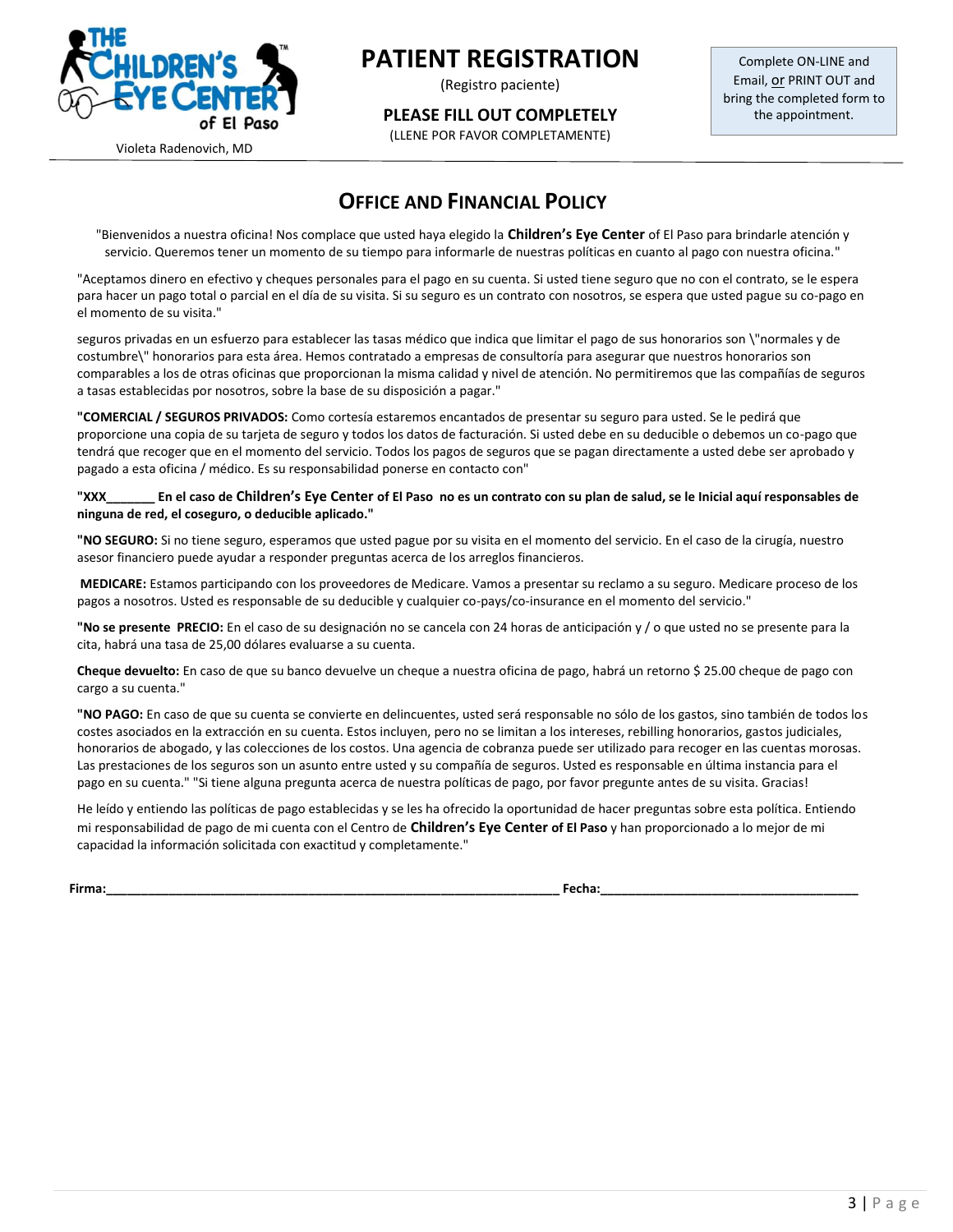THE CHILDREN'S EYE CENTER of El Paso

Violeta Radenovich, MD

# PATIENT REGISTRATION

(Registro paciente)

**PLEASE FILL OUT COMPLETELY**

(LLENE POR FAVOR COMPLETAMENTE)

Complete ON-LINE and Email, or PRINT OUT and bring the completed form to the appointment.

## OFFICE AND FINANCIAL POLICY

"Bienvenidos a nuestra oficina! Nos complace que usted haya elegido la **Children's Eye Center** of El Paso para brindarle atención y servicio. Queremos tener un momento de su tiempo para informarle de nuestras políticas en cuanto al pago con nuestra oficina."

"Aceptamos dinero en efectivo y cheques personales para el pago en su cuenta. Si usted tiene seguro que no con el contrato, se le espera para hacer un pago total o parcial en el día de su visita. Si su seguro es un contrato con nosotros, se espera que usted pague su co-pago en el momento de su visita."

seguros privadas en un esfuerzo para establecer las tasas médico que indica que limitar el pago de sus honorarios son \"normales y de costumbre\" honorarios para esta área. Hemos contratado a empresas de consultoría para asegurar que nuestros honorarios son comparables a los de otras oficinas que proporcionan la misma calidad y nivel de atención. No permitiremos que las compañías de seguros a tasas establecidas por nosotros, sobre la base de su disposición a pagar."

**"COMERCIAL / SEGUROS PRIVADOS:** Como cortesía estaremos encantados de presentar su seguro para usted. Se le pedirá que proporcione una copia de su tarjeta de seguro y todos los datos de facturación. Si usted debe en su deducible o debemos un co-pago que tendrá que recoger que en el momento del servicio. Todos los pagos de seguros que se pagan directamente a usted debe ser aprobado y pagado a esta oficina / médico. Es su responsabilidad ponerse en contacto con"

**"XXX_______ En el caso de Children's Eye Center of El Paso no es un contrato con su plan de salud, se le Inicial aquí responsables de ninguna de red, el coseguro, o deducible aplicado."**

**"NO SEGURO:** Si no tiene seguro, esperamos que usted pague por su visita en el momento del servicio. En el caso de la cirugía, nuestro asesor financiero puede ayudar a responder preguntas acerca de los arreglos financieros.

**MEDICARE:** Estamos participando con los proveedores de Medicare. Vamos a presentar su reclamo a su seguro. Medicare proceso de los pagos a nosotros. Usted es responsable de su deducible y cualquier co-pays/co-insurance en el momento del servicio."

**"No se presente PRECIO:** En el caso de su designación no se cancela con 24 horas de anticipación y / o que usted no se presente para la cita, habrá una tasa de 25,00 dólares evaluarse a su cuenta.

**Cheque devuelto:** En caso de que su banco devuelve un cheque a nuestra oficina de pago, habrá un retorno $ 25.00 cheque de pago con cargo a su cuenta."

**"NO PAGO:** En caso de que su cuenta se convierte en delincuentes, usted será responsable no sólo de los gastos, sino también de todos los costes asociados en la extracción en su cuenta. Estos incluyen, pero no se limitan a los intereses, rebilling honorarios, gastos judiciales, honorarios de abogado, y las colecciones de los costos. Una agencia de cobranza puede ser utilizado para recoger en las cuentas morosas. Las prestaciones de los seguros son un asunto entre usted y su compañía de seguros. Usted es responsable en última instancia para el pago en su cuenta." "Si tiene alguna pregunta acerca de nuestra políticas de pago, por favor pregunte antes de su visita. Gracias!

He leído y entiendo las políticas de pago establecidas y se les ha ofrecido la oportunidad de hacer preguntas sobre esta política. Entiendo mi responsabilidad de pago de mi cuenta con el Centro de **Children's Eye Center of El Paso** y han proporcionado a lo mejor de mi capacidad la información solicitada con exactitud y completamente."

**Firma:**_______________________________________________ **Fecha:**_______________________________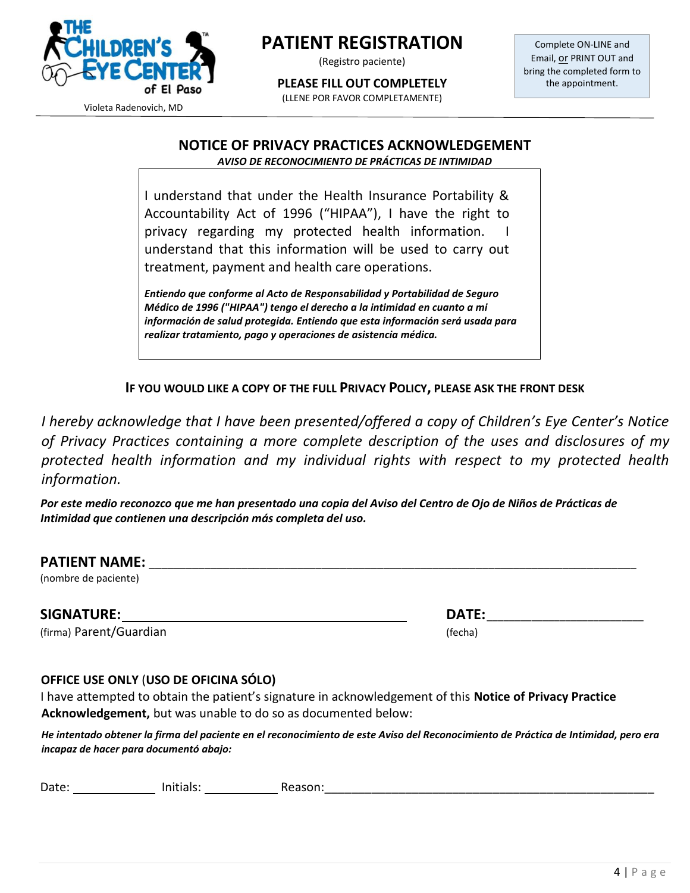THE CHILDREN'S EYE CENTER™ of El Paso

Violeta Radenovich, MD

# PATIENT REGISTRATION

(Registro paciente)

**PLEASE FILL OUT COMPLETELY**

(LLENE POR FAVOR COMPLETAMENTE)

Complete ON-LINE and Email, or PRINT OUT and bring the completed form to the appointment.

## NOTICE OF PRIVACY PRACTICES ACKNOWLEDGEMENT

***AVISO DE RECONOCIMIENTO DE PRÁCTICAS DE INTIMIDAD***

I understand that under the Health Insurance Portability & Accountability Act of 1996 ("HIPAA"), I have the right to privacy regarding my protected health information. I understand that this information will be used to carry out treatment, payment and health care operations.

***Entiendo que conforme al Acto de Responsabilidad y Portabilidad de Seguro Médico de 1996 ("HIPAA") tengo el derecho a la intimidad en cuanto a mi información de salud protegida. Entiendo que esta información será usada para realizar tratamiento, pago y operaciones de asistencia médica.***

**IF YOU WOULD LIKE A COPY OF THE FULL PRIVACY POLICY, PLEASE ASK THE FRONT DESK**

*I hereby acknowledge that I have been presented/offered a copy of Children's Eye Center's Notice of Privacy Practices containing a more complete description of the uses and disclosures of my protected health information and my individual rights with respect to my protected health information.*

***Por este medio reconozco que me han presentado una copia del Aviso del Centro de Ojo de Niños de Prácticas de Intimidad que contienen una descripción más completa del uso.***

**PATIENT NAME:** ______________________________________________
(nombre de paciente)

**SIGNATURE:** ______________________________ **DATE:** ____________________
(firma) Parent/Guardian (fecha)

**OFFICE USE ONLY** (**USO DE OFICINA SÓLO)**

I have attempted to obtain the patient's signature in acknowledgement of this **Notice of Privacy Practice Acknowledgement,** but was unable to do so as documented below:

***He intentado obtener la firma del paciente en el reconocimiento de este Aviso del Reconocimiento de Práctica de Intimidad, pero era incapaz de hacer para documentó abajo:***

Date: ____________ Initials: ___________ Reason: ______________________________________________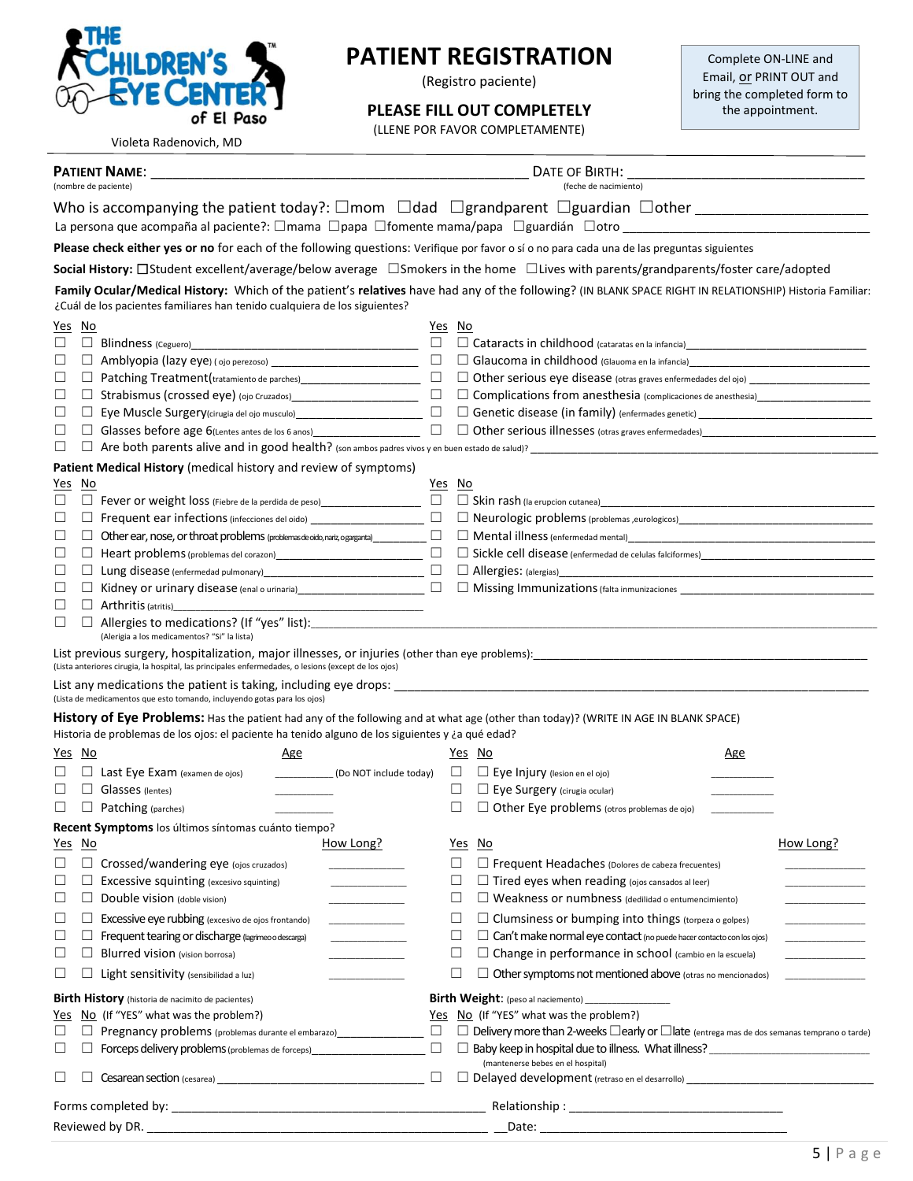THE CHILDREN'S EYE CENTER™ of El Paso

Violeta Radenovich, MD

# PATIENT REGISTRATION

(Registro paciente)

**PLEASE FILL OUT COMPLETELY**

(LLENE POR FAVOR COMPLETAMENTE)

Complete ON-LINE and Email, or PRINT OUT and bring the completed form to the appointment.

**PATIENT NAME:** ______________________________ DATE OF BIRTH: ______________________________
(nombre de paciente) (feche de nacimiento)

Who is accompanying the patient today?: ☐mom ☐dad ☐grandparent ☐guardian ☐other ____________
La persona que acompaña al paciente?: ☐mama ☐papa ☐fomente mama/papa ☐guardián ☐otro ____________

**Please check either yes or no** for each of the following questions: Verifique por favor o sí o no para cada una de las preguntas siguientes

**Social History:** ☐Student excellent/average/below average ☐Smokers in the home ☐Lives with parents/grandparents/foster care/adopted

**Family Ocular/Medical History:** Which of the patient's **relatives** have had any of the following? (IN BLANK SPACE RIGHT IN RELATIONSHIP) Historia Familiar: ¿Cuál de los pacientes familiares han tenido cualquiera de los siguientes?

| Yes | No | | Yes | No | |
|---|---|---|---|---|---|
| ☐ | ☐ | Blindness (Ceguero) ____________ | ☐ | ☐ | Cataracts in childhood (cataratas en la infancia) ____________ |
| ☐ | ☐ | Amblyopia (lazy eye) ( ojo perezoso) ____________ | ☐ | ☐ | Glaucoma in childhood (Glauoma en la infancia) ____________ |
| ☐ | ☐ | Patching Treatment (tratamiento de parches) ____________ | ☐ | ☐ | Other serious eye disease (otras graves enfermedades del ojo) ____________ |
| ☐ | ☐ | Strabismus (crossed eye) (ojo Cruzados) ____________ | ☐ | ☐ | Complications from anesthesia (complicaciones de anesthesia) ____________ |
| ☐ | ☐ | Eye Muscle Surgery (cirugia del ojo musculo) ____________ | ☐ | ☐ | Genetic disease (in family) (enfermades genetic) ____________ |
| ☐ | ☐ | Glasses before age 6 (Lentes antes de los 6 anos) ____________ | ☐ | ☐ | Other serious illnesses (otras graves enfermedades) ____________ |
| ☐ | ☐ | Are both parents alive and in good health? (son ambos padres vivos y en buen estado de salud)? ____________ | | | |

**Patient Medical History** (medical history and review of symptoms)

| Yes | No | | Yes | No | |
|---|---|---|---|---|---|
| ☐ | ☐ | Fever or weight loss (Fiebre de la perdida de peso) ____________ | ☐ | ☐ | Skin rash (la erupcion cutanea) ____________ |
| ☐ | ☐ | Frequent ear infections (infecciones del oido) ____________ | ☐ | ☐ | Neurologic problems (problemas ,eurologicos) ____________ |
| ☐ | ☐ | Other ear, nose, or throat problems (problemas de oido, nariz, o garganta) ____________ | ☐ | ☐ | Mental illness (enfermedad mental) ____________ |
| ☐ | ☐ | Heart problems (problemas del corazon) ____________ | ☐ | ☐ | Sickle cell disease (enfermedad de celulas falciformes) ____________ |
| ☐ | ☐ | Lung disease (enfermedad pulmonary) ____________ | ☐ | ☐ | Allergies: (alergias) ____________ |
| ☐ | ☐ | Kidney or urinary disease (enal o urinaria) ____________ | ☐ | ☐ | Missing Immunizations (falta inmunizaciones ____________ |
| ☐ | ☐ | Arthritis (atritis) ____________ | | | |
| ☐ | ☐ | Allergies to medications? (If "yes" list): ____________ (Alergia a los medicamentos? "Si" la lista) | | | |

List previous surgery, hospitalization, major illnesses, or injuries (other than eye problems): ____________
(Lista anteriores cirugia, la hospital, las principales enfermedades, o lesions (except de los ojos)

List any medications the patient is taking, including eye drops: ____________
(Lista de medicamentos que esto tomando, incluyendo gotas para los ojos)

**History of Eye Problems:** Has the patient had any of the following and at what age (other than today)? (WRITE IN AGE IN BLANK SPACE)
Historia de problemas de los ojos: el paciente ha tenido alguno de los siguientes y ¿a qué edad?

| Yes | No | | Age | Yes | No | | Age |
|---|---|---|---|---|---|---|---|
| ☐ | ☐ | Last Eye Exam (examen de ojos) | ________ (Do NOT include today) | ☐ | ☐ | Eye Injury (lesion en el ojo) | ________ |
| ☐ | ☐ | Glasses (lentes) | ________ | ☐ | ☐ | Eye Surgery (cirugia ocular) | ________ |
| ☐ | ☐ | Patching (parches) | ________ | ☐ | ☐ | Other Eye problems (otros problemas de ojo) | ________ |

**Recent Symptoms** los últimos síntomas cuánto tiempo?

| Yes | No | | How Long? | Yes | No | | How Long? |
|---|---|---|---|---|---|---|---|
| ☐ | ☐ | Crossed/wandering eye (ojos cruzados) | ________ | ☐ | ☐ | Frequent Headaches (Dolores de cabeza frecuentes) | ________ |
| ☐ | ☐ | Excessive squinting (excesivo squinting) | ________ | ☐ | ☐ | Tired eyes when reading (ojos cansados al leer) | ________ |
| ☐ | ☐ | Double vision (doble vision) | ________ | ☐ | ☐ | Weakness or numbness (dedilidad o entumencimiento) | ________ |
| ☐ | ☐ | Excessive eye rubbing (excesivo de ojos frontando) | ________ | ☐ | ☐ | Clumsiness or bumping into things (torpeza o golpes) | ________ |
| ☐ | ☐ | Frequent tearing or discharge (lagrimeo o descarga) | ________ | ☐ | ☐ | Can't make normal eye contact (no puede hacer contacto con los ojos) | ________ |
| ☐ | ☐ | Blurred vision (vision borrosa) | ________ | ☐ | ☐ | Change in performance in school (cambio en la escuela) | ________ |
| ☐ | ☐ | Light sensitivity (sensibilidad a luz) | ________ | ☐ | ☐ | Other symptoms not mentioned above (otras no mencionados) | ________ |

**Birth History** (historia de nacimito de pacientes)

**Birth Weight**: (peso al nacimiento) ________

| Yes | No | (If "YES" what was the problem?) | Yes | No | (If "YES" what was the problem?) |
|---|---|---|---|---|---|
| ☐ | ☐ | Pregnancy problems (problemas durante el embarazo) ____________ | ☐ | ☐ | Delivery more than 2-weeks ☐early or ☐late (entrega mas de dos semanas temprano o tarde) |
| ☐ | ☐ | Forceps delivery problems (problemas de forceps) ____________ | ☐ | ☐ | Baby keep in hospital due to illness. What illness? ____________ (mantenerse bebes en el hospital) |
| ☐ | ☐ | Cesarean section (cesarea) ____________ | ☐ | ☐ | Delayed development (retraso en el desarrollo) ____________ |

Forms completed by: ______________________________ Relationship : ______________________________

Reviewed by DR. ______________________________ Date: ______________________________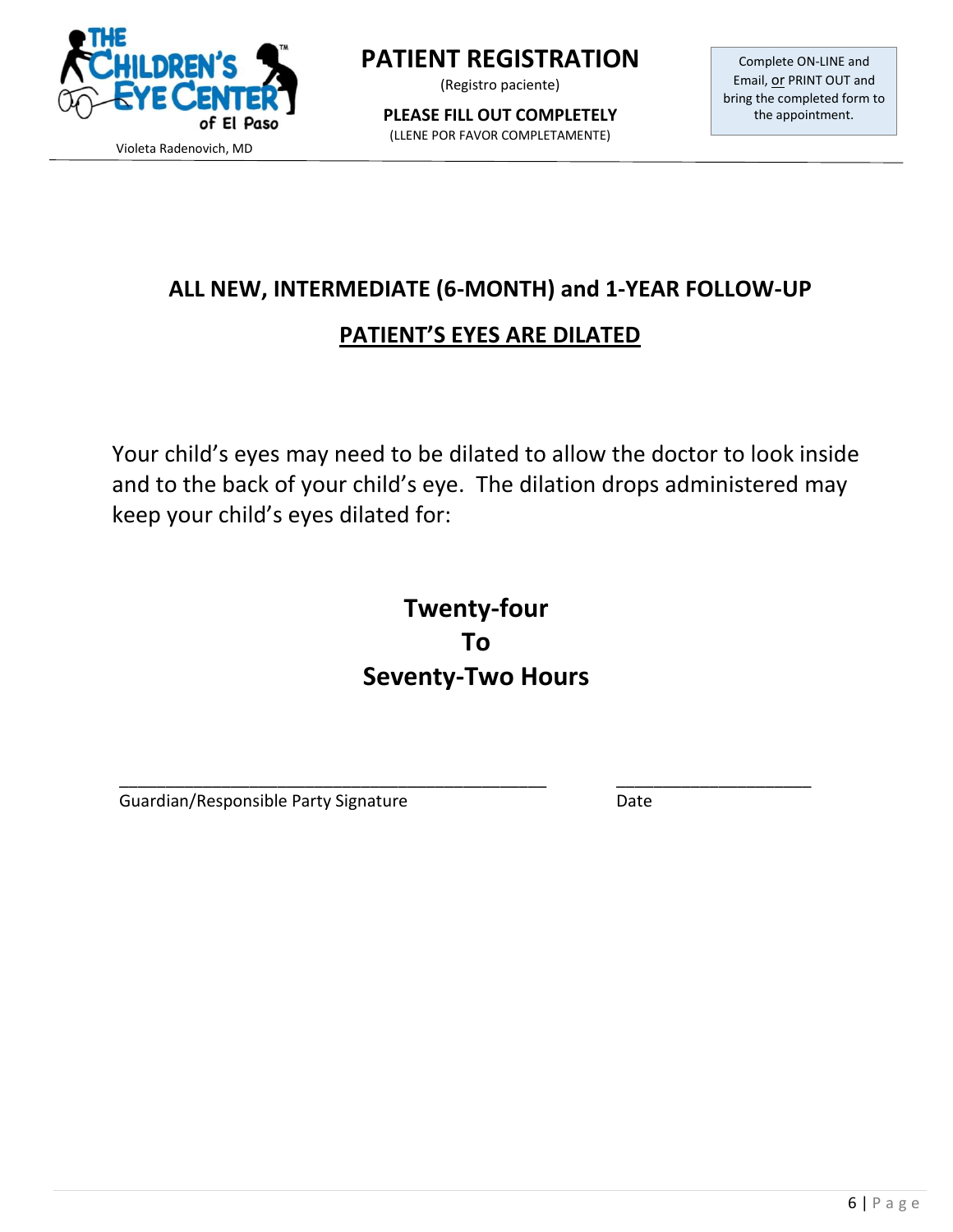**THE CHILDREN'S EYE CENTER of El Paso**

Violeta Radenovich, MD

# PATIENT REGISTRATION

(Registro paciente)

**PLEASE FILL OUT COMPLETELY**

(LLENE POR FAVOR COMPLETAMENTE)

Complete ON-LINE and Email, or PRINT OUT and bring the completed form to the appointment.

## ALL NEW, INTERMEDIATE (6-MONTH) and 1-YEAR FOLLOW-UP

## PATIENT'S EYES ARE DILATED

Your child's eyes may need to be dilated to allow the doctor to look inside and to the back of your child's eye. The dilation drops administered may keep your child's eyes dilated for:

**Twenty-four**
**To**
**Seventy-Two Hours**

_______________________________________________ ______________________

Guardian/Responsible Party Signature Date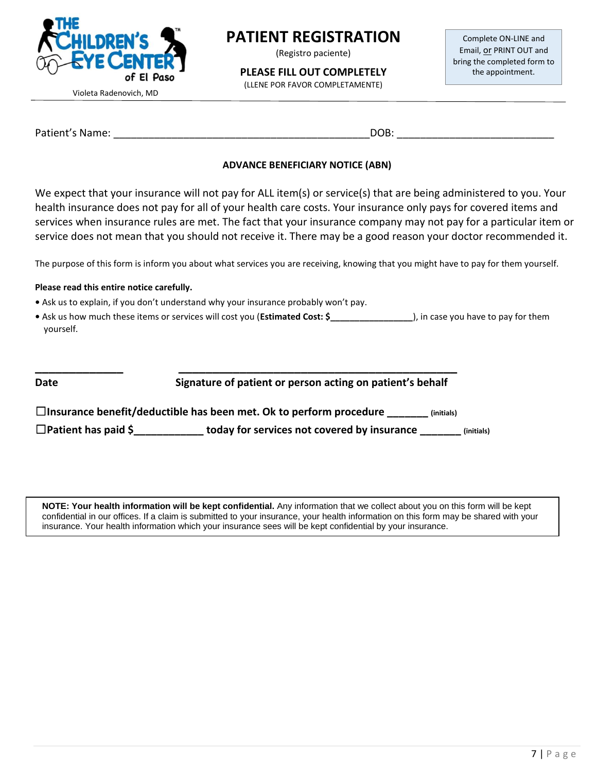THE CHILDREN'S EYE CENTER™ of El Paso

Violeta Radenovich, MD

# PATIENT REGISTRATION

(Registro paciente)

**PLEASE FILL OUT COMPLETELY**

(LLENE POR FAVOR COMPLETAMENTE)

Complete ON-LINE and Email, or PRINT OUT and bring the completed form to the appointment.

Patient's Name: ____________________________________________ DOB: ___________________________

## ADVANCE BENEFICIARY NOTICE (ABN)

We expect that your insurance will not pay for ALL item(s) or service(s) that are being administered to you. Your health insurance does not pay for all of your health care costs. Your insurance only pays for covered items and services when insurance rules are met. The fact that your insurance company may not pay for a particular item or service does not mean that you should not receive it. There may be a good reason your doctor recommended it.

The purpose of this form is inform you about what services you are receiving, knowing that you might have to pay for them yourself.

**Please read this entire notice carefully.**

- Ask us to explain, if you don't understand why your insurance probably won't pay.
- Ask us how much these items or services will cost you (**Estimated Cost: $_______________**), in case you have to pay for them yourself.

_______________ ________________________________________________

**Date** **Signature of patient or person acting on patient's behalf**

☐**Insurance benefit/deductible has been met. Ok to perform procedure _______** (initials)

☐**Patient has paid $____________ today for services not covered by insurance _______** (initials)

**NOTE: Your health information will be kept confidential.** Any information that we collect about you on this form will be kept confidential in our offices. If a claim is submitted to your insurance, your health information on this form may be shared with your insurance. Your health information which your insurance sees will be kept confidential by your insurance.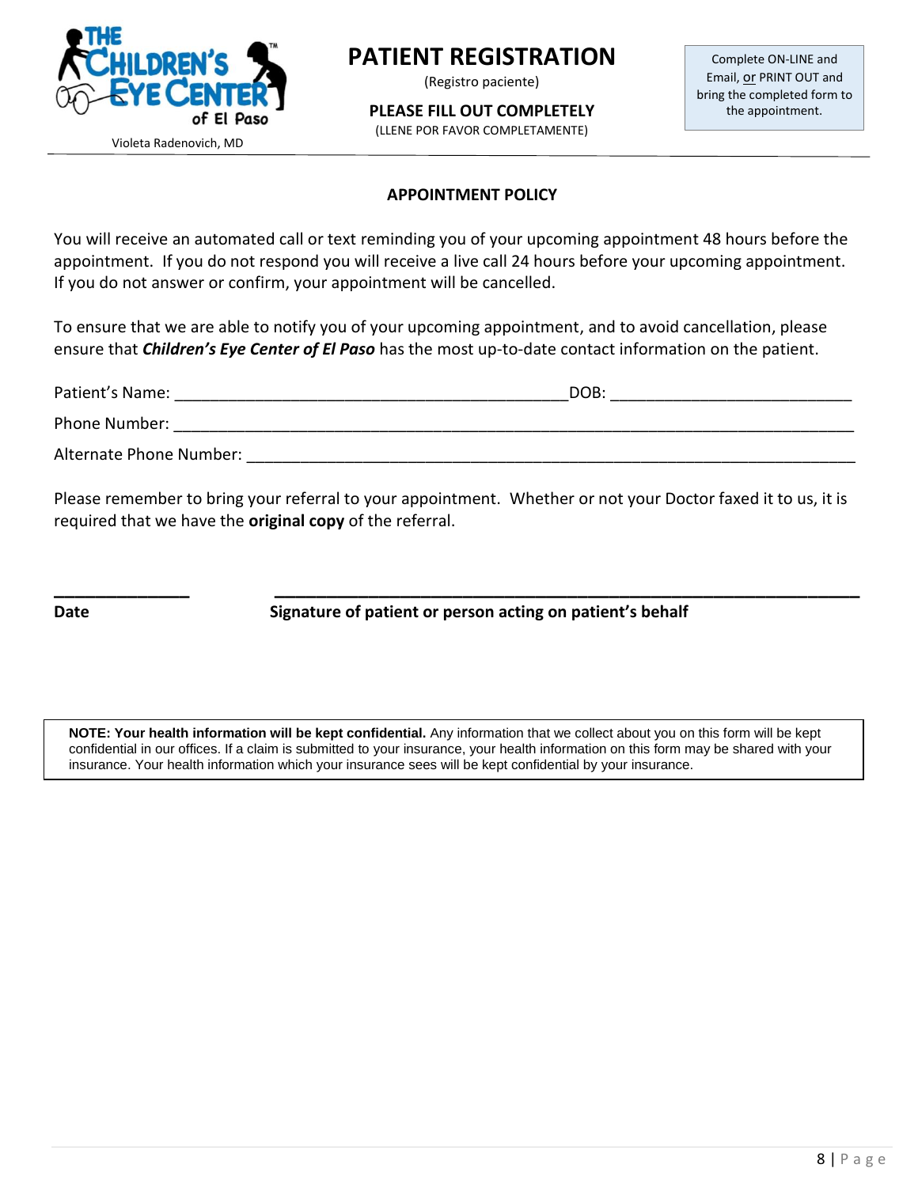THE CHILDREN'S EYE CENTER™ of El Paso

Violeta Radenovich, MD

# PATIENT REGISTRATION

(Registro paciente)

**PLEASE FILL OUT COMPLETELY**

(LLENE POR FAVOR COMPLETAMENTE)

Complete ON-LINE and Email, or PRINT OUT and bring the completed form to the appointment.

## APPOINTMENT POLICY

You will receive an automated call or text reminding you of your upcoming appointment 48 hours before the appointment. If you do not respond you will receive a live call 24 hours before your upcoming appointment. If you do not answer or confirm, your appointment will be cancelled.

To ensure that we are able to notify you of your upcoming appointment, and to avoid cancellation, please ensure that ***Children's Eye Center of El Paso*** has the most up-to-date contact information on the patient.

Patient's Name: ____________________________________________ DOB: ___________________________

Phone Number: ______________________________________________________________________________

Alternate Phone Number: _______________________________________________________________________

Please remember to bring your referral to your appointment. Whether or not your Doctor faxed it to us, it is required that we have the **original copy** of the referral.

_______________ ___________________________________________________________

**Date** **Signature of patient or person acting on patient's behalf**

**NOTE: Your health information will be kept confidential.** Any information that we collect about you on this form will be kept confidential in our offices. If a claim is submitted to your insurance, your health information on this form may be shared with your insurance. Your health information which your insurance sees will be kept confidential by your insurance.